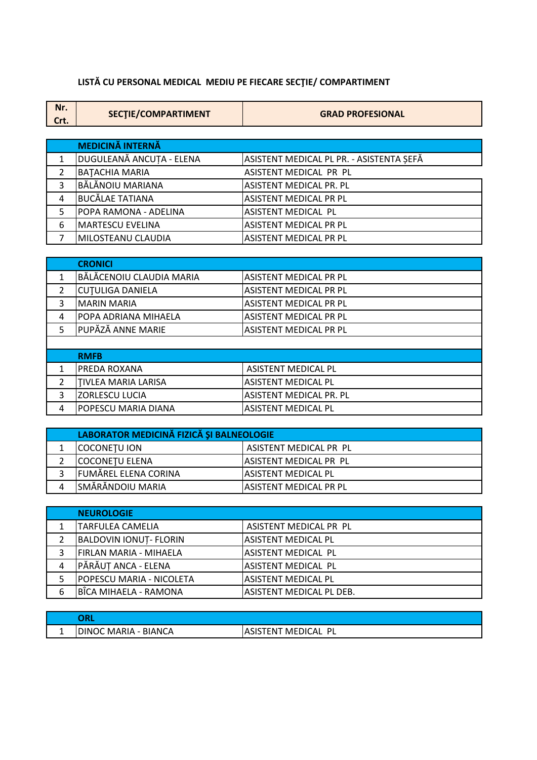**LISTĂ CU PERSONAL MEDICAL MEDIU PE FIECARE SECŢIE/ COMPARTIMENT**

| Nr. Crt. | SECŢIE/COMPARTIMENT | GRAD PROFESIONAL |
|---|---|---|
| | **MEDICINĂ INTERNĂ** | |
| 1 | DUGULEANĂ ANCUȚA - ELENA | ASISTENT MEDICAL PL PR. - ASISTENTA ȘEFĂ |
| 2 | BAŢACHIA MARIA | ASISTENT MEDICAL PR PL |
| 3 | BĂLĂNOIU MARIANA | ASISTENT MEDICAL PR. PL |
| 4 | BUCĂLAE TATIANA | ASISTENT MEDICAL PR PL |
| 5 | POPA RAMONA - ADELINA | ASISTENT MEDICAL PL |
| 6 | MARTESCU EVELINA | ASISTENT MEDICAL PR PL |
| 7 | MILOSTEANU CLAUDIA | ASISTENT MEDICAL PR PL |
| | **CRONICI** | |
| 1 | BĂLĂCENOIU CLAUDIA MARIA | ASISTENT MEDICAL PR PL |
| 2 | CUŢULIGA DANIELA | ASISTENT MEDICAL PR PL |
| 3 | MARIN MARIA | ASISTENT MEDICAL PR PL |
| 4 | POPA ADRIANA MIHAELA | ASISTENT MEDICAL PR PL |
| 5 | PUPĂZĂ ANNE MARIE | ASISTENT MEDICAL PR PL |
| | **RMFB** | |
| 1 | PREDA ROXANA | ASISTENT MEDICAL PL |
| 2 | ŢIVLEA MARIA LARISA | ASISTENT MEDICAL PL |
| 3 | ZORLESCU LUCIA | ASISTENT MEDICAL PR. PL |
| 4 | POPESCU MARIA DIANA | ASISTENT MEDICAL PL |
| | **LABORATOR MEDICINĂ FIZICĂ ŞI BALNEOLOGIE** | |
| 1 | COCONEŢU ION | ASISTENT MEDICAL PR PL |
| 2 | COCONEŢU ELENA | ASISTENT MEDICAL PR PL |
| 3 | FUMĂREL ELENA CORINA | ASISTENT MEDICAL PL |
| 4 | SMĂRĂNDOIU MARIA | ASISTENT MEDICAL PR PL |
| | **NEUROLOGIE** | |
| 1 | TARFULEA CAMELIA | ASISTENT MEDICAL PR PL |
| 2 | BALDOVIN IONUȚ- FLORIN | ASISTENT MEDICAL PL |
| 3 | FIRLAN MARIA - MIHAELA | ASISTENT MEDICAL PL |
| 4 | PĂRĂUȚ ANCA - ELENA | ASISTENT MEDICAL PL |
| 5 | POPESCU MARIA - NICOLETA | ASISTENT MEDICAL PL |
| 6 | BÎCA MIHAELA - RAMONA | ASISTENT MEDICAL PL DEB. |
| | **ORL** | |
| 1 | DINOC MARIA - BIANCA | ASISTENT MEDICAL PL |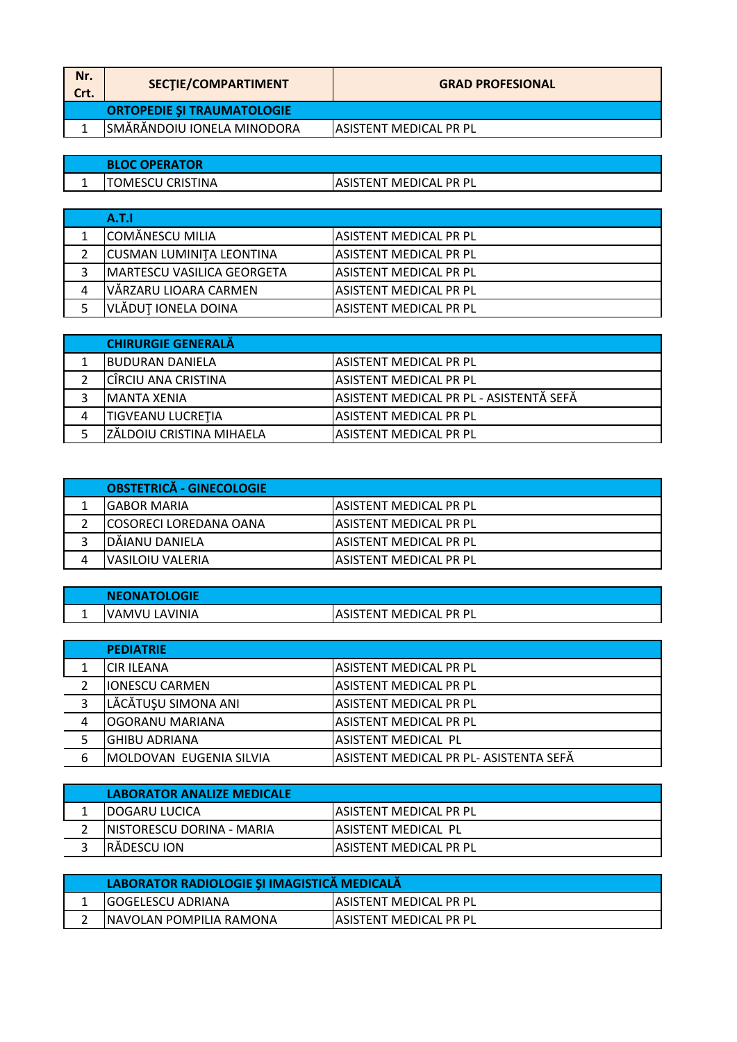| Nr. Crt. | SECŢIE/COMPARTIMENT | GRAD PROFESIONAL |
|---|---|---|
| | **ORTOPEDIE ŞI TRAUMATOLOGIE** | |
| 1 | SMĂRĂNDOIU IONELA MINODORA | ASISTENT MEDICAL PR PL |

| | **BLOC OPERATOR** | |
|---|---|---|
| 1 | TOMESCU CRISTINA | ASISTENT MEDICAL PR PL |

| | **A.T.I** | |
|---|---|---|
| 1 | COMĂNESCU MILIA | ASISTENT MEDICAL PR PL |
| 2 | CUSMAN LUMINIŢA LEONTINA | ASISTENT MEDICAL PR PL |
| 3 | MARTESCU VASILICA GEORGETA | ASISTENT MEDICAL PR PL |
| 4 | VĂRZARU LIOARA CARMEN | ASISTENT MEDICAL PR PL |
| 5 | VLĂDUŢ IONELA DOINA | ASISTENT MEDICAL PR PL |

| | **CHIRURGIE GENERALĂ** | |
|---|---|---|
| 1 | BUDURAN DANIELA | ASISTENT MEDICAL PR PL |
| 2 | CÎRCIU ANA CRISTINA | ASISTENT MEDICAL PR PL |
| 3 | MANTA XENIA | ASISTENT MEDICAL PR PL - ASISTENTĂ SEFĂ |
| 4 | TIGVEANU LUCREŢIA | ASISTENT MEDICAL PR PL |
| 5 | ZĂLDOIU CRISTINA MIHAELA | ASISTENT MEDICAL PR PL |

| | **OBSTETRICĂ - GINECOLOGIE** | |
|---|---|---|
| 1 | GABOR MARIA | ASISTENT MEDICAL PR PL |
| 2 | COSORECI LOREDANA OANA | ASISTENT MEDICAL PR PL |
| 3 | DĂIANU DANIELA | ASISTENT MEDICAL PR PL |
| 4 | VASILOIU VALERIA | ASISTENT MEDICAL PR PL |

| | **NEONATOLOGIE** | |
|---|---|---|
| 1 | VAMVU LAVINIA | ASISTENT MEDICAL PR PL |

| | **PEDIATRIE** | |
|---|---|---|
| 1 | CIR ILEANA | ASISTENT MEDICAL PR PL |
| 2 | IONESCU CARMEN | ASISTENT MEDICAL PR PL |
| 3 | LĂCĂTUŞU SIMONA ANI | ASISTENT MEDICAL PR PL |
| 4 | OGORANU MARIANA | ASISTENT MEDICAL PR PL |
| 5 | GHIBU ADRIANA | ASISTENT MEDICAL PL |
| 6 | MOLDOVAN EUGENIA SILVIA | ASISTENT MEDICAL PR PL- ASISTENTA SEFĂ |

| | **LABORATOR ANALIZE MEDICALE** | |
|---|---|---|
| 1 | DOGARU LUCICA | ASISTENT MEDICAL PR PL |
| 2 | NISTORESCU DORINA - MARIA | ASISTENT MEDICAL PL |
| 3 | RĂDESCU ION | ASISTENT MEDICAL PR PL |

| | **LABORATOR RADIOLOGIE ŞI IMAGISTICĂ MEDICALĂ** | |
|---|---|---|
| 1 | GOGELESCU ADRIANA | ASISTENT MEDICAL PR PL |
| 2 | NAVOLAN POMPILIA RAMONA | ASISTENT MEDICAL PR PL |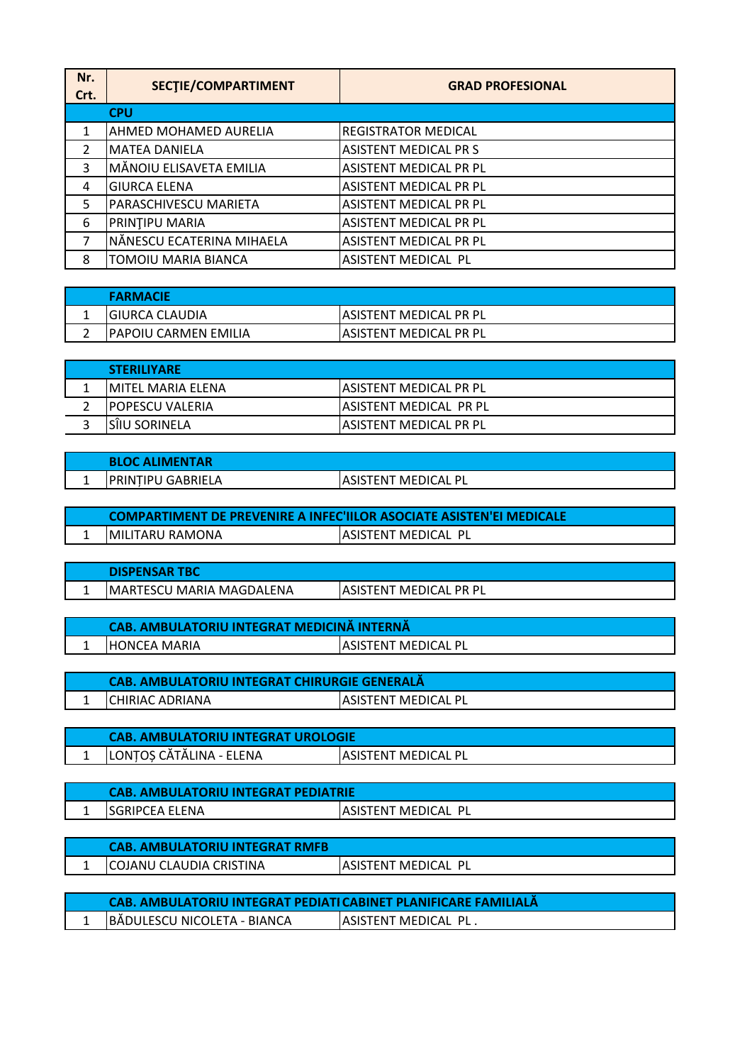| Nr. Crt. | SECŢIE/COMPARTIMENT | GRAD PROFESIONAL |
|---|---|---|
| | **CPU** | |
| 1 | AHMED MOHAMED AURELIA | REGISTRATOR MEDICAL |
| 2 | MATEA DANIELA | ASISTENT MEDICAL PR S |
| 3 | MĂNOIU ELISAVETA EMILIA | ASISTENT MEDICAL PR PL |
| 4 | GIURCA ELENA | ASISTENT MEDICAL PR PL |
| 5 | PARASCHIVESCU MARIETA | ASISTENT MEDICAL PR PL |
| 6 | PRINŢIPU MARIA | ASISTENT MEDICAL PR PL |
| 7 | NĂNESCU ECATERINA MIHAELA | ASISTENT MEDICAL PR PL |
| 8 | TOMOIU MARIA BIANCA | ASISTENT MEDICAL PL |

| | | |
|---|---|---|
| | **FARMACIE** | |
| 1 | GIURCA CLAUDIA | ASISTENT MEDICAL PR PL |
| 2 | PAPOIU CARMEN EMILIA | ASISTENT MEDICAL PR PL |

| | | |
|---|---|---|
| | **STERILIYARE** | |
| 1 | MITEL MARIA ELENA | ASISTENT MEDICAL PR PL |
| 2 | POPESCU VALERIA | ASISTENT MEDICAL PR PL |
| 3 | SÎIU SORINELA | ASISTENT MEDICAL PR PL |

| | | |
|---|---|---|
| | **BLOC ALIMENTAR** | |
| 1 | PRINȚIPU GABRIELA | ASISTENT MEDICAL PL |

| | | |
|---|---|---|
| | **COMPARTIMENT DE PREVENIRE A INFEC'IILOR ASOCIATE ASISTEN'EI MEDICALE** | |
| 1 | MILITARU RAMONA | ASISTENT MEDICAL PL |

| | | |
|---|---|---|
| | **DISPENSAR TBC** | |
| 1 | MARTESCU MARIA MAGDALENA | ASISTENT MEDICAL PR PL |

| | | |
|---|---|---|
| | **CAB. AMBULATORIU INTEGRAT MEDICINĂ INTERNĂ** | |
| 1 | HONCEA MARIA | ASISTENT MEDICAL PL |

| | | |
|---|---|---|
| | **CAB. AMBULATORIU INTEGRAT CHIRURGIE GENERALĂ** | |
| 1 | CHIRIAC ADRIANA | ASISTENT MEDICAL PL |

| | | |
|---|---|---|
| | **CAB. AMBULATORIU INTEGRAT UROLOGIE** | |
| 1 | LONȚOȘ CĂTĂLINA - ELENA | ASISTENT MEDICAL PL |

| | | |
|---|---|---|
| | **CAB. AMBULATORIU INTEGRAT PEDIATRIE** | |
| 1 | SGRIPCEA ELENA | ASISTENT MEDICAL PL |

| | | |
|---|---|---|
| | **CAB. AMBULATORIU INTEGRAT RMFB** | |
| 1 | COJANU CLAUDIA CRISTINA | ASISTENT MEDICAL PL |

| | | |
|---|---|---|
| | **CAB. AMBULATORIU INTEGRAT PEDIATI CABINET PLANIFICARE FAMILIALĂ** | |
| 1 | BĂDULESCU NICOLETA - BIANCA | ASISTENT MEDICAL PL . |